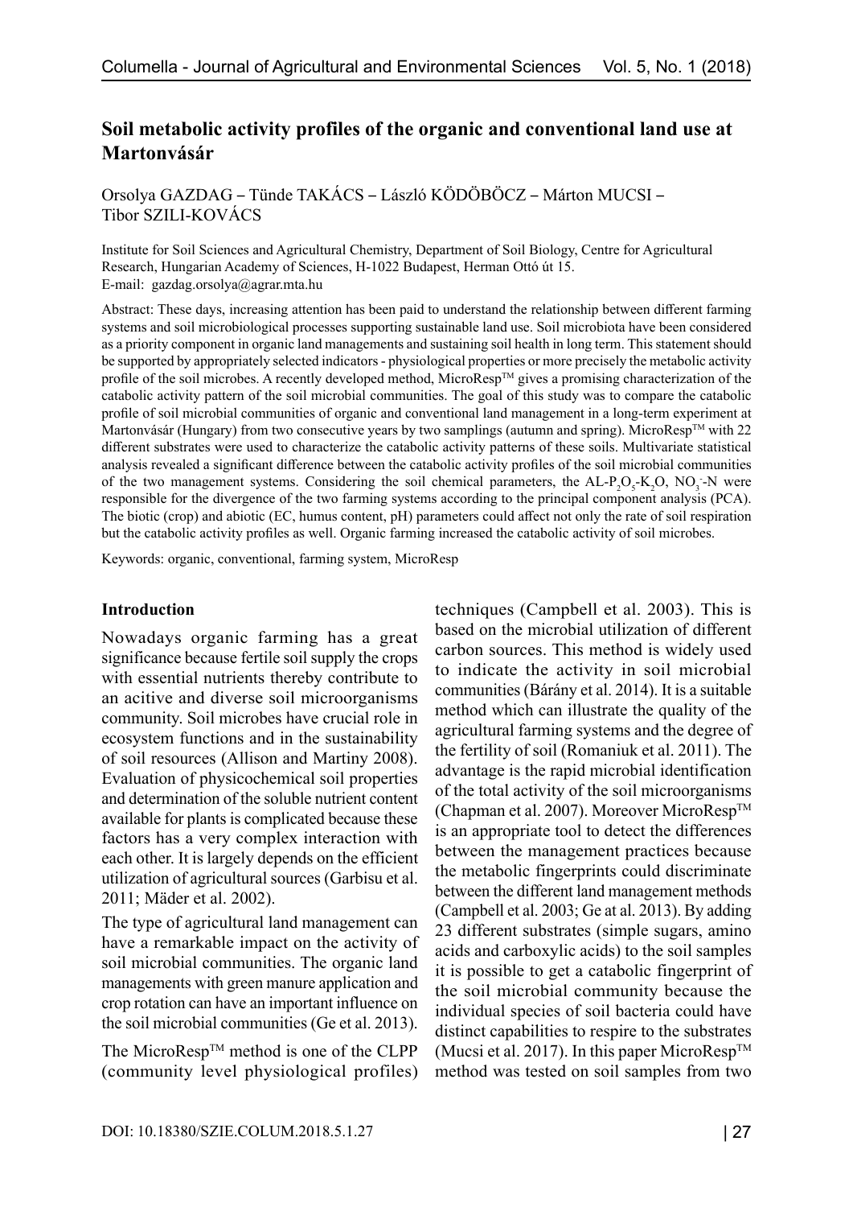# Soil metabolic activity profiles of the organic and conventional land use at Martonvásár

Orsolya GAZDAG – Tünde TAKÁCS – László KÖDÖBÖCZ – Márton MUCSI – Tibor SZILI-KOVÁCS

Institute for Soil Sciences and Agricultural Chemistry, Department of Soil Biology, Centre for Agricultural Research, Hungarian Academy of Sciences, H-1022 Budapest, Herman Ottó út 15.
E-mail: gazdag.orsolya@agrar.mta.hu

Abstract: These days, increasing attention has been paid to understand the relationship between different farming systems and soil microbiological processes supporting sustainable land use. Soil microbiota have been considered as a priority component in organic land managements and sustaining soil health in long term. This statement should be supported by appropriately selected indicators - physiological properties or more precisely the metabolic activity profile of the soil microbes. A recently developed method, MicroResp™ gives a promising characterization of the catabolic activity pattern of the soil microbial communities. The goal of this study was to compare the catabolic profile of soil microbial communities of organic and conventional land management in a long-term experiment at Martonvásár (Hungary) from two consecutive years by two samplings (autumn and spring). MicroResp™ with 22 different substrates were used to characterize the catabolic activity patterns of these soils. Multivariate statistical analysis revealed a significant difference between the catabolic activity profiles of the soil microbial communities of the two management systems. Considering the soil chemical parameters, the AL-$P_2O_5$-$K_2O$, $NO_3^-$-N were responsible for the divergence of the two farming systems according to the principal component analysis (PCA). The biotic (crop) and abiotic (EC, humus content, pH) parameters could affect not only the rate of soil respiration but the catabolic activity profiles as well. Organic farming increased the catabolic activity of soil microbes.

Keywords: organic, conventional, farming system, MicroResp

## Introduction

Nowadays organic farming has a great significance because fertile soil supply the crops with essential nutrients thereby contribute to an acitive and diverse soil microorganisms community. Soil microbes have crucial role in ecosystem functions and in the sustainability of soil resources (Allison and Martiny 2008). Evaluation of physicochemical soil properties and determination of the soluble nutrient content available for plants is complicated because these factors has a very complex interaction with each other. It is largely depends on the efficient utilization of agricultural sources (Garbisu et al. 2011; Mäder et al. 2002).

The type of agricultural land management can have a remarkable impact on the activity of soil microbial communities. The organic land managements with green manure application and crop rotation can have an important influence on the soil microbial communities (Ge et al. 2013).

The MicroResp™ method is one of the CLPP (community level physiological profiles) techniques (Campbell et al. 2003). This is based on the microbial utilization of different carbon sources. This method is widely used to indicate the activity in soil microbial communities (Bárány et al. 2014). It is a suitable method which can illustrate the quality of the agricultural farming systems and the degree of the fertility of soil (Romaniuk et al. 2011). The advantage is the rapid microbial identification of the total activity of the soil microorganisms (Chapman et al. 2007). Moreover MicroResp™ is an appropriate tool to detect the differences between the management practices because the metabolic fingerprints could discriminate between the different land management methods (Campbell et al. 2003; Ge at al. 2013). By adding 23 different substrates (simple sugars, amino acids and carboxylic acids) to the soil samples it is possible to get a catabolic fingerprint of the soil microbial community because the individual species of soil bacteria could have distinct capabilities to respire to the substrates (Mucsi et al. 2017). In this paper MicroResp™ method was tested on soil samples from two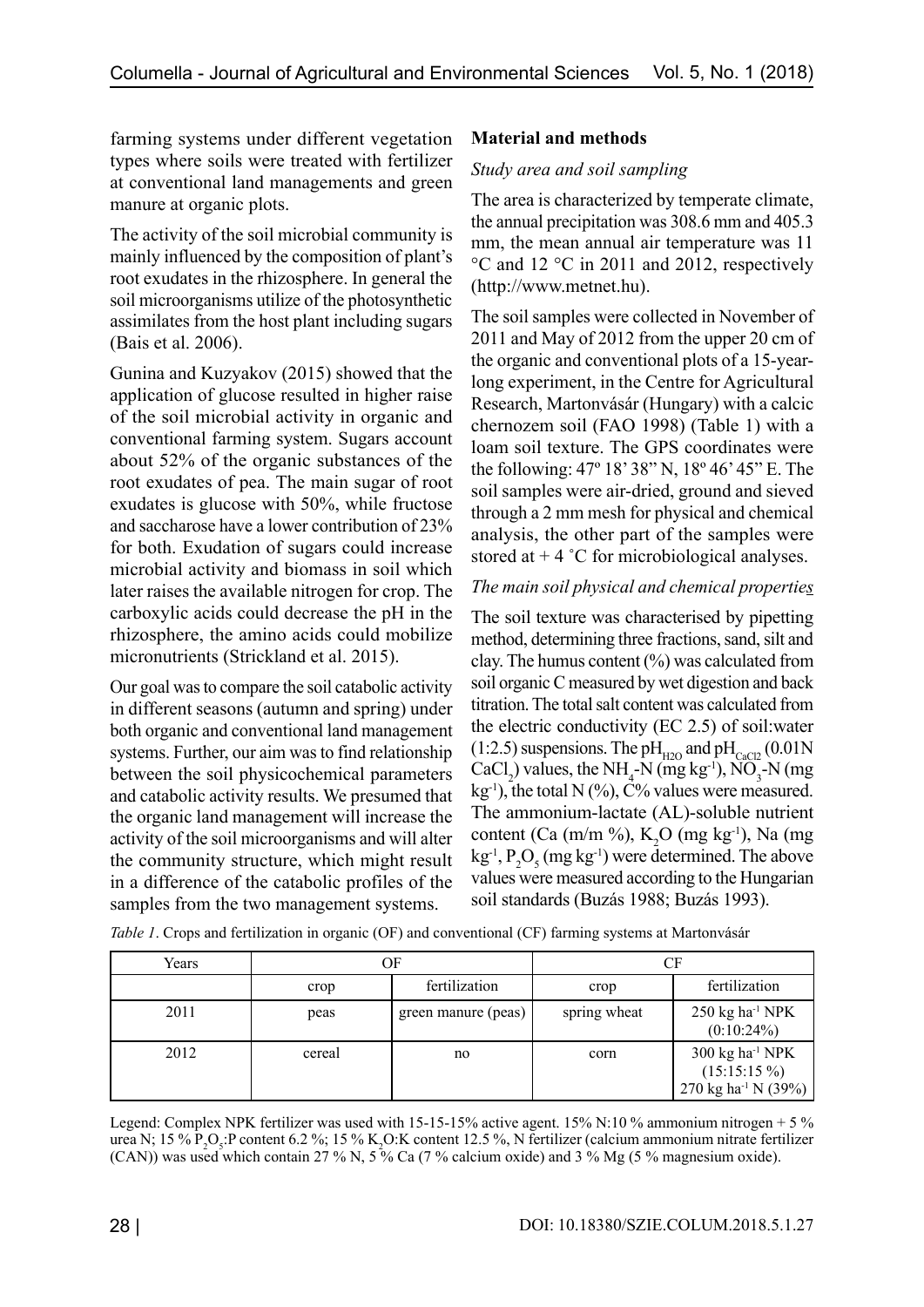farming systems under different vegetation types where soils were treated with fertilizer at conventional land managements and green manure at organic plots.

The activity of the soil microbial community is mainly influenced by the composition of plant's root exudates in the rhizosphere. In general the soil microorganisms utilize of the photosynthetic assimilates from the host plant including sugars (Bais et al. 2006).

Gunina and Kuzyakov (2015) showed that the application of glucose resulted in higher raise of the soil microbial activity in organic and conventional farming system. Sugars account about 52% of the organic substances of the root exudates of pea. The main sugar of root exudates is glucose with 50%, while fructose and saccharose have a lower contribution of 23% for both. Exudation of sugars could increase microbial activity and biomass in soil which later raises the available nitrogen for crop. The carboxylic acids could decrease the pH in the rhizosphere, the amino acids could mobilize micronutrients (Strickland et al. 2015).

Our goal was to compare the soil catabolic activity in different seasons (autumn and spring) under both organic and conventional land management systems. Further, our aim was to find relationship between the soil physicochemical parameters and catabolic activity results. We presumed that the organic land management will increase the activity of the soil microorganisms and will alter the community structure, which might result in a difference of the catabolic profiles of the samples from the two management systems.

## Material and methods

### *Study area and soil sampling*

The area is characterized by temperate climate, the annual precipitation was 308.6 mm and 405.3 mm, the mean annual air temperature was 11 °C and 12 °C in 2011 and 2012, respectively (http://www.metnet.hu).

The soil samples were collected in November of 2011 and May of 2012 from the upper 20 cm of the organic and conventional plots of a 15-year-long experiment, in the Centre for Agricultural Research, Martonvásár (Hungary) with a calcic chernozem soil (FAO 1998) (Table 1) with a loam soil texture. The GPS coordinates were the following: 47º 18' 38" N, 18º 46' 45" E. The soil samples were air-dried, ground and sieved through a 2 mm mesh for physical and chemical analysis, the other part of the samples were stored at + 4 ˚C for microbiological analyses.

### *The main soil physical and chemical properties*

The soil texture was characterised by pipetting method, determining three fractions, sand, silt and clay. The humus content (%) was calculated from soil organic C measured by wet digestion and back titration. The total salt content was calculated from the electric conductivity (EC 2.5) of soil:water (1:2.5) suspensions. The $pH_{H2O}$ and $pH_{CaCl2}$ (0.01N $CaCl_2$) values, the $NH_4$-N (mg $kg^{-1}$), $NO_3$-N (mg $kg^{-1}$), the total N (%), C% values were measured. The ammonium-lactate (AL)-soluble nutrient content (Ca (m/m %), $K_2O$ (mg $kg^{-1}$), Na (mg $kg^{-1}$, $P_2O_5$ (mg $kg^{-1}$) were determined. The above values were measured according to the Hungarian soil standards (Buzás 1988; Buzás 1993).

*Table 1*. Crops and fertilization in organic (OF) and conventional (CF) farming systems at Martonvásár

| Years | OF | | CF | |
|---|---|---|---|---|
| | crop | fertilization | crop | fertilization |
| 2011 | peas | green manure (peas) | spring wheat | 250 kg $ha^{-1}$ NPK (0:10:24%) |
| 2012 | cereal | no | corn | 300 kg $ha^{-1}$ NPK (15:15:15 %) 270 kg $ha^{-1}$ N (39%) |

Legend: Complex NPK fertilizer was used with 15-15-15% active agent. 15% N:10 % ammonium nitrogen + 5 % urea N; 15 % $P_2O_5$:P content 6.2 %; 15 % $K_2O$:K content 12.5 %, N fertilizer (calcium ammonium nitrate fertilizer (CAN)) was used which contain 27 % N, 5 % Ca (7 % calcium oxide) and 3 % Mg (5 % magnesium oxide).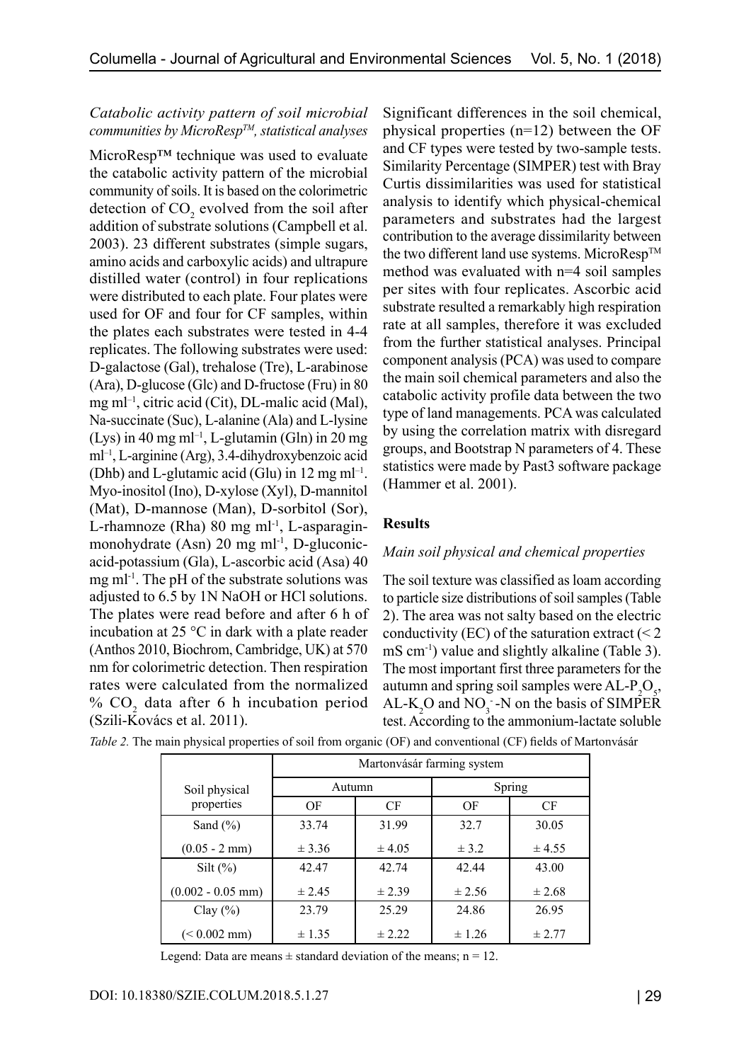*Catabolic activity pattern of soil microbial communities by MicroResp™, statistical analyses*

MicroResp™ technique was used to evaluate the catabolic activity pattern of the microbial community of soils. It is based on the colorimetric detection of $CO_2$ evolved from the soil after addition of substrate solutions (Campbell et al. 2003). 23 different substrates (simple sugars, amino acids and carboxylic acids) and ultrapure distilled water (control) in four replications were distributed to each plate. Four plates were used for OF and four for CF samples, within the plates each substrates were tested in 4-4 replicates. The following substrates were used: D-galactose (Gal), trehalose (Tre), L-arabinose (Ara), D-glucose (Glc) and D-fructose (Fru) in 80 mg ml$^{-1}$, citric acid (Cit), DL-malic acid (Mal), Na-succinate (Suc), L-alanine (Ala) and L-lysine (Lys) in 40 mg ml$^{-1}$, L-glutamin (Gln) in 20 mg ml$^{-1}$, L-arginine (Arg), 3.4-dihydroxybenzoic acid (Dhb) and L-glutamic acid (Glu) in 12 mg ml$^{-1}$. Myo-inositol (Ino), D-xylose (Xyl), D-mannitol (Mat), D-mannose (Man), D-sorbitol (Sor), L-rhamnoze (Rha) 80 mg ml$^{-1}$, L-asparagin-monohydrate (Asn) 20 mg ml$^{-1}$, D-gluconic-acid-potassium (Gla), L-ascorbic acid (Asa) 40 mg ml$^{-1}$. The pH of the substrate solutions was adjusted to 6.5 by 1N NaOH or HCl solutions. The plates were read before and after 6 h of incubation at 25 °C in dark with a plate reader (Anthos 2010, Biochrom, Cambridge, UK) at 570 nm for colorimetric detection. Then respiration rates were calculated from the normalized % $CO_2$ data after 6 h incubation period (Szili-Kovács et al. 2011).

Significant differences in the soil chemical, physical properties (n=12) between the OF and CF types were tested by two-sample tests. Similarity Percentage (SIMPER) test with Bray Curtis dissimilarities was used for statistical analysis to identify which physical-chemical parameters and substrates had the largest contribution to the average dissimilarity between the two different land use systems. MicroResp™ method was evaluated with n=4 soil samples per sites with four replicates. Ascorbic acid substrate resulted a remarkably high respiration rate at all samples, therefore it was excluded from the further statistical analyses. Principal component analysis (PCA) was used to compare the main soil chemical parameters and also the catabolic activity profile data between the two type of land managements. PCA was calculated by using the correlation matrix with disregard groups, and Bootstrap N parameters of 4. These statistics were made by Past3 software package (Hammer et al. 2001).

## Results

*Main soil physical and chemical properties*

The soil texture was classified as loam according to particle size distributions of soil samples (Table 2). The area was not salty based on the electric conductivity (EC) of the saturation extract (< 2 mS cm$^{-1}$) value and slightly alkaline (Table 3). The most important first three parameters for the autumn and spring soil samples were AL-$P_2O_5$, AL-$K_2O$ and $NO_3^-$-N on the basis of SIMPER test. According to the ammonium-lactate soluble

*Table 2.* The main physical properties of soil from organic (OF) and conventional (CF) fields of Martonvásár

| Soil physical properties | Martonvásár farming system | | | |
|---|---|---|---|---|
| | Autumn | | Spring | |
| | OF | CF | OF | CF |
| Sand (%) (0.05 - 2 mm) | 33.74 ± 3.36 | 31.99 ± 4.05 | 32.7 ± 3.2 | 30.05 ± 4.55 |
| Silt (%) (0.002 - 0.05 mm) | 42.47 ± 2.45 | 42.74 ± 2.39 | 42.44 ± 2.56 | 43.00 ± 2.68 |
| Clay (%) (< 0.002 mm) | 23.79 ± 1.35 | 25.29 ± 2.22 | 24.86 ± 1.26 | 26.95 ± 2.77 |

Legend: Data are means ± standard deviation of the means; n = 12.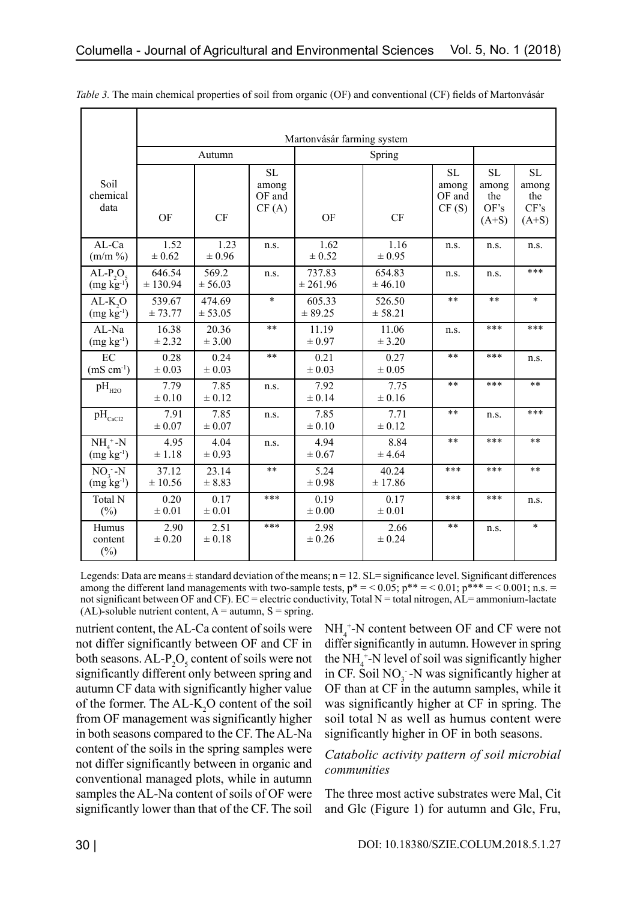*Table 3.* The main chemical properties of soil from organic (OF) and conventional (CF) fields of Martonvásár

| Soil chemical data | Martonvásár farming system | | | | | | | |
|---|---|---|---|---|---|---|---|---|
| | Autumn | | | Spring | | | | |
| | OF | CF | SL among OF and CF (A) | OF | CF | SL among OF and CF (S) | SL among the OF's (A+S) | SL among the CF's (A+S) |
| AL-Ca (m/m %) | 1.52 ± 0.62 | 1.23 ± 0.96 | n.s. | 1.62 ± 0.52 | 1.16 ± 0.95 | n.s. | n.s. | n.s. |
| AL-$P_2O_5$ (mg $kg^{-1}$) | 646.54 ± 130.94 | 569.2 ± 56.03 | n.s. | 737.83 ± 261.96 | 654.83 ± 46.10 | n.s. | n.s. | *** |
| AL-$K_2O$ (mg $kg^{-1}$) | 539.67 ± 73.77 | 474.69 ± 53.05 | * | 605.33 ± 89.25 | 526.50 ± 58.21 | ** | ** | * |
| AL-Na (mg $kg^{-1}$) | 16.38 ± 2.32 | 20.36 ± 3.00 | ** | 11.19 ± 0.97 | 11.06 ± 3.20 | n.s. | *** | *** |
| EC (mS $cm^{-1}$) | 0.28 ± 0.03 | 0.24 ± 0.03 | ** | 0.21 ± 0.03 | 0.27 ± 0.05 | ** | *** | n.s. |
| $pH_{H2O}$ | 7.79 ± 0.10 | 7.85 ± 0.12 | n.s. | 7.92 ± 0.14 | 7.75 ± 0.16 | ** | *** | ** |
| $pH_{CaCl2}$ | 7.91 ± 0.07 | 7.85 ± 0.07 | n.s. | 7.85 ± 0.10 | 7.71 ± 0.12 | ** | n.s. | *** |
| $NH_4^+$-N (mg $kg^{-1}$) | 4.95 ± 1.18 | 4.04 ± 0.93 | n.s. | 4.94 ± 0.67 | 8.84 ± 4.64 | ** | *** | ** |
| $NO_3^-$-N (mg $kg^{-1}$) | 37.12 ± 10.56 | 23.14 ± 8.83 | ** | 5.24 ± 0.98 | 40.24 ± 17.86 | *** | *** | ** |
| Total N (%) | 0.20 ± 0.01 | 0.17 ± 0.01 | *** | 0.19 ± 0.00 | 0.17 ± 0.01 | *** | *** | n.s. |
| Humus content (%) | 2.90 ± 0.20 | 2.51 ± 0.18 | *** | 2.98 ± 0.26 | 2.66 ± 0.24 | ** | n.s. | * |

Legends: Data are means ± standard deviation of the means; n = 12. SL= significance level. Significant differences among the different land managements with two-sample tests, p* = < 0.05; p** = < 0.01; p*** = < 0.001; n.s. = not significant between OF and CF). EC = electric conductivity, Total N = total nitrogen, AL= ammonium-lactate (AL)-soluble nutrient content, A = autumn, S = spring.

nutrient content, the AL-Ca content of soils were not differ significantly between OF and CF in both seasons. AL-$P_2O_5$ content of soils were not significantly different only between spring and autumn CF data with significantly higher value of the former. The AL-$K_2O$ content of the soil from OF management was significantly higher in both seasons compared to the CF. The AL-Na content of the soils in the spring samples were not differ significantly between in organic and conventional managed plots, while in autumn samples the AL-Na content of soils of OF were significantly lower than that of the CF. The soil $NH_4^+$-N content between OF and CF were not differ significantly in autumn. However in spring the $NH_4^+$-N level of soil was significantly higher in CF. Soil $NO_3^-$-N was significantly higher at OF than at CF in the autumn samples, while it was significantly higher at CF in spring. The soil total N as well as humus content were significantly higher in OF in both seasons.

### *Catabolic activity pattern of soil microbial communities*

The three most active substrates were Mal, Cit and Glc (Figure 1) for autumn and Glc, Fru,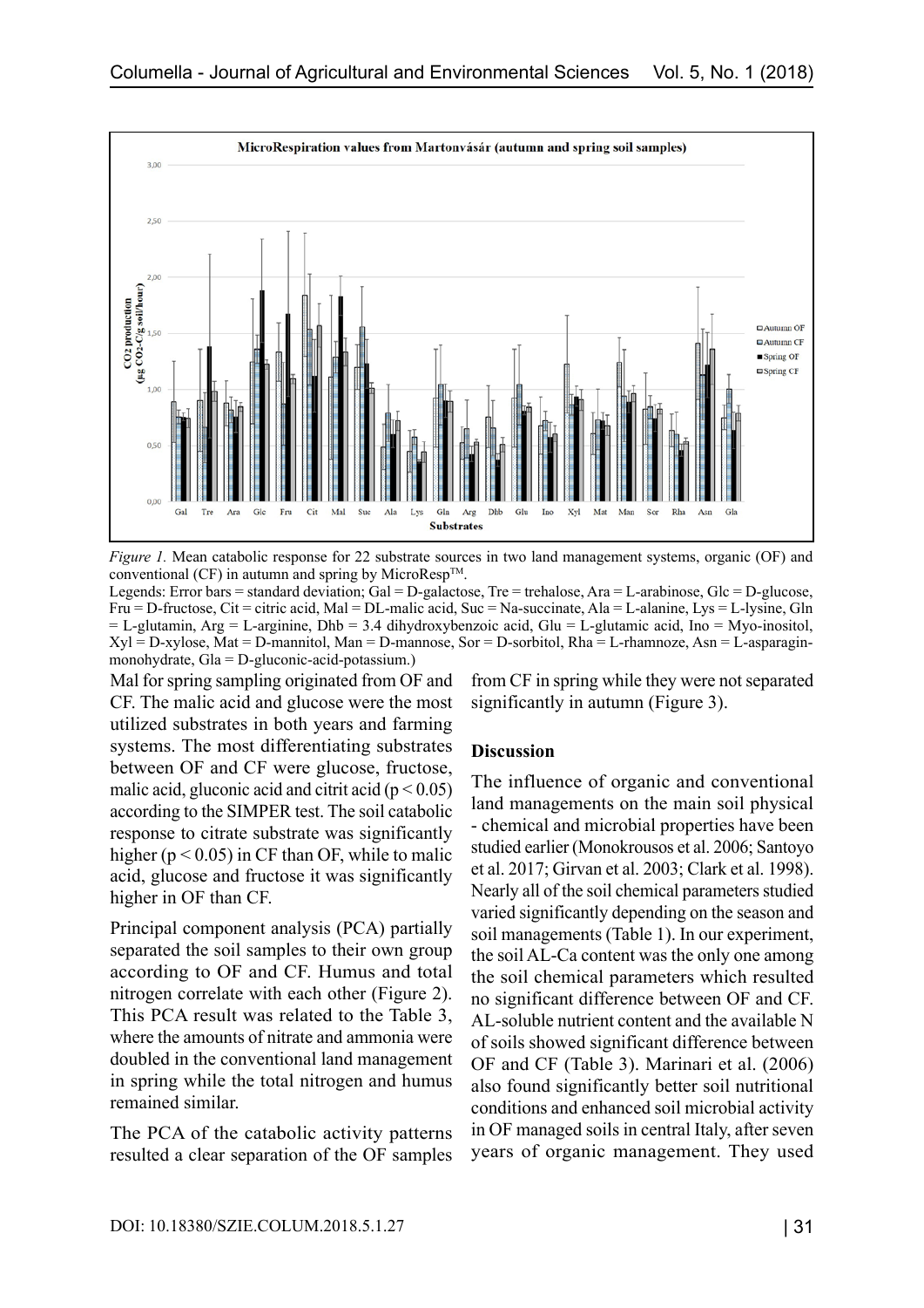*Figure 1.* Mean catabolic response for 22 substrate sources in two land management systems, organic (OF) and conventional (CF) in autumn and spring by MicroResp™.

Legends: Error bars = standard deviation; Gal = D-galactose, Tre = trehalose, Ara = L-arabinose, Glc = D-glucose, Fru = D-fructose, Cit = citric acid, Mal = DL-malic acid, Suc = Na-succinate, Ala = L-alanine, Lys = L-lysine, Gln = L-glutamin, Arg = L-arginine, Dhb = 3.4 dihydroxybenzoic acid, Glu = L-glutamic acid, Ino = Myo-inositol, Xyl = D-xylose, Mat = D-mannitol, Man = D-mannose, Sor = D-sorbitol, Rha = L-rhamnoze, Asn = L-asparagin-monohydrate, Gla = D-gluconic-acid-potassium.)

Mal for spring sampling originated from OF and CF. The malic acid and glucose were the most utilized substrates in both years and farming systems. The most differentiating substrates between OF and CF were glucose, fructose, malic acid, gluconic acid and citrit acid ($p < 0.05$) according to the SIMPER test. The soil catabolic response to citrate substrate was significantly higher ($p < 0.05$) in CF than OF, while to malic acid, glucose and fructose it was significantly higher in OF than CF.

Principal component analysis (PCA) partially separated the soil samples to their own group according to OF and CF. Humus and total nitrogen correlate with each other (Figure 2). This PCA result was related to the Table 3, where the amounts of nitrate and ammonia were doubled in the conventional land management in spring while the total nitrogen and humus remained similar.

The PCA of the catabolic activity patterns resulted a clear separation of the OF samples from CF in spring while they were not separated significantly in autumn (Figure 3).

## Discussion

The influence of organic and conventional land managements on the main soil physical - chemical and microbial properties have been studied earlier (Monokrousos et al. 2006; Santoyo et al. 2017; Girvan et al. 2003; Clark et al. 1998). Nearly all of the soil chemical parameters studied varied significantly depending on the season and soil managements (Table 1). In our experiment, the soil AL-Ca content was the only one among the soil chemical parameters which resulted no significant difference between OF and CF. AL-soluble nutrient content and the available N of soils showed significant difference between OF and CF (Table 3). Marinari et al. (2006) also found significantly better soil nutritional conditions and enhanced soil microbial activity in OF managed soils in central Italy, after seven years of organic management. They used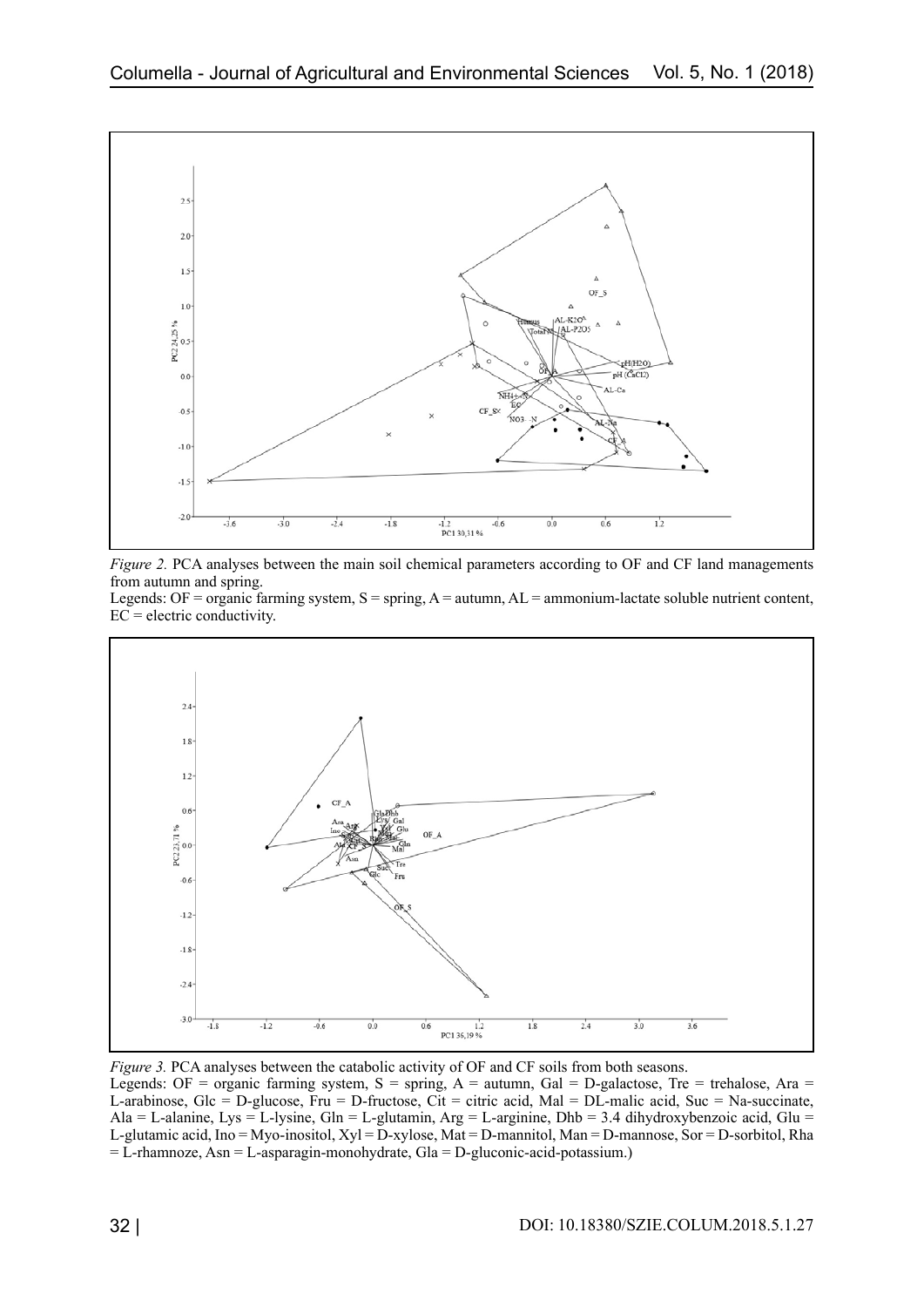*Figure 2.* PCA analyses between the main soil chemical parameters according to OF and CF land managements from autumn and spring.
Legends: OF = organic farming system, S = spring, A = autumn, AL = ammonium-lactate soluble nutrient content, EC = electric conductivity.

*Figure 3.* PCA analyses between the catabolic activity of OF and CF soils from both seasons.
Legends: OF = organic farming system, S = spring, A = autumn, Gal = D-galactose, Tre = trehalose, Ara = L-arabinose, Glc = D-glucose, Fru = D-fructose, Cit = citric acid, Mal = DL-malic acid, Suc = Na-succinate, Ala = L-alanine, Lys = L-lysine, Gln = L-glutamin, Arg = L-arginine, Dhb = 3.4 dihydroxybenzoic acid, Glu = L-glutamic acid, Ino = Myo-inositol, Xyl = D-xylose, Mat = D-mannitol, Man = D-mannose, Sor = D-sorbitol, Rha = L-rhamnoze, Asn = L-asparagin-monohydrate, Gla = D-gluconic-acid-potassium.)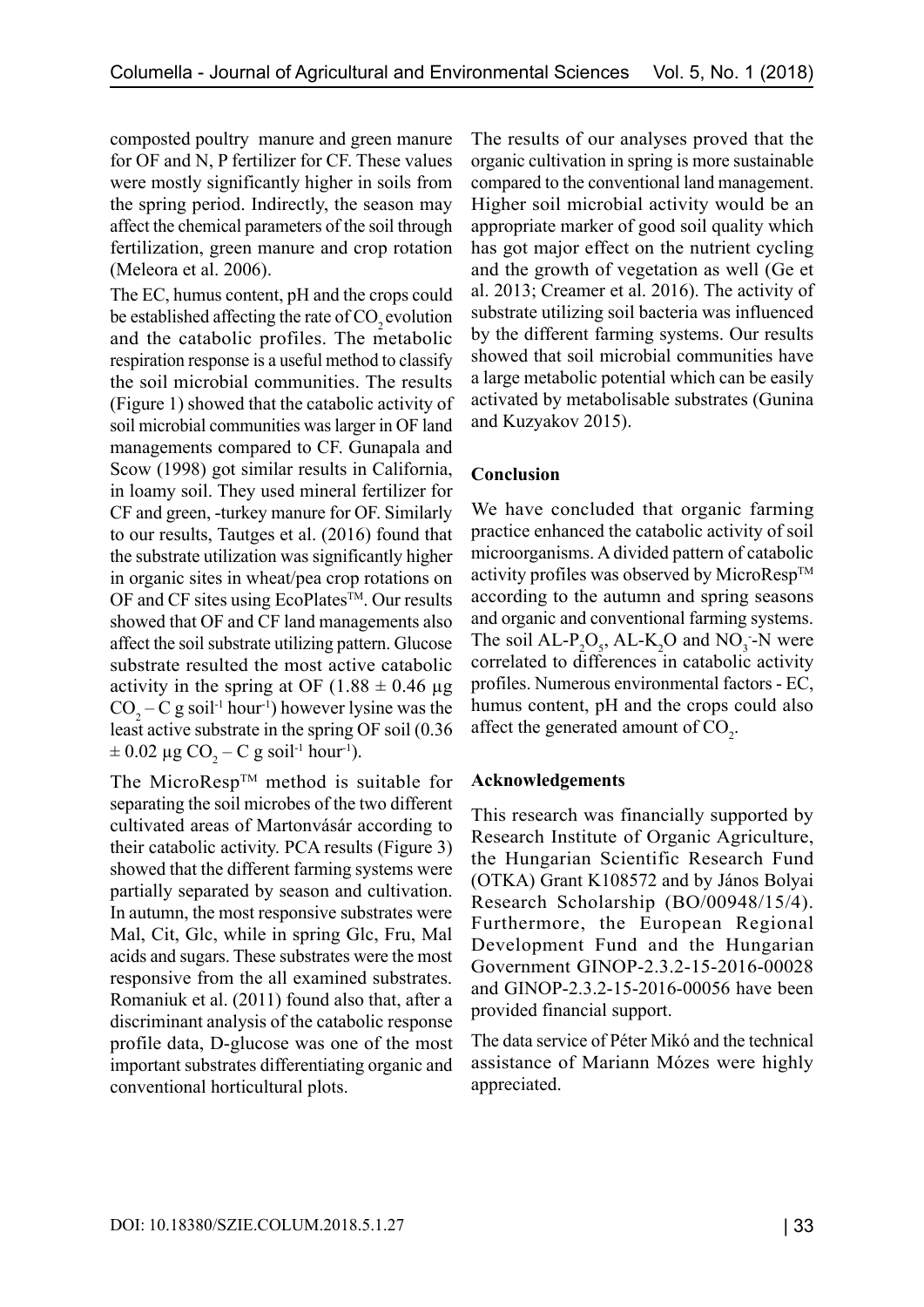composted poultry manure and green manure for OF and N, P fertilizer for CF. These values were mostly significantly higher in soils from the spring period. Indirectly, the season may affect the chemical parameters of the soil through fertilization, green manure and crop rotation (Meleora et al. 2006).

The EC, humus content, pH and the crops could be established affecting the rate of $CO_2$ evolution and the catabolic profiles. The metabolic respiration response is a useful method to classify the soil microbial communities. The results (Figure 1) showed that the catabolic activity of soil microbial communities was larger in OF land managements compared to CF. Gunapala and Scow (1998) got similar results in California, in loamy soil. They used mineral fertilizer for CF and green, -turkey manure for OF. Similarly to our results, Tautges et al. (2016) found that the substrate utilization was significantly higher in organic sites in wheat/pea crop rotations on OF and CF sites using EcoPlates™. Our results showed that OF and CF land managements also affect the soil substrate utilizing pattern. Glucose substrate resulted the most active catabolic activity in the spring at OF ($1.88 \pm 0.46$ µg $CO_2 - C$ g soil$^{-1}$ hour$^{-1}$) however lysine was the least active substrate in the spring OF soil ($0.36 \pm 0.02$ µg $CO_2 - C$ g soil$^{-1}$ hour$^{-1}$).

The MicroResp™ method is suitable for separating the soil microbes of the two different cultivated areas of Martonvásár according to their catabolic activity. PCA results (Figure 3) showed that the different farming systems were partially separated by season and cultivation. In autumn, the most responsive substrates were Mal, Cit, Glc, while in spring Glc, Fru, Mal acids and sugars. These substrates were the most responsive from the all examined substrates. Romaniuk et al. (2011) found also that, after a discriminant analysis of the catabolic response profile data, D-glucose was one of the most important substrates differentiating organic and conventional horticultural plots.

The results of our analyses proved that the organic cultivation in spring is more sustainable compared to the conventional land management. Higher soil microbial activity would be an appropriate marker of good soil quality which has got major effect on the nutrient cycling and the growth of vegetation as well (Ge et al. 2013; Creamer et al. 2016). The activity of substrate utilizing soil bacteria was influenced by the different farming systems. Our results showed that soil microbial communities have a large metabolic potential which can be easily activated by metabolisable substrates (Gunina and Kuzyakov 2015).

## Conclusion

We have concluded that organic farming practice enhanced the catabolic activity of soil microorganisms. A divided pattern of catabolic activity profiles was observed by MicroResp™ according to the autumn and spring seasons and organic and conventional farming systems. The soil AL-$P_2O_5$, AL-$K_2O$ and $NO_3^-$-N were correlated to differences in catabolic activity profiles. Numerous environmental factors - EC, humus content, pH and the crops could also affect the generated amount of $CO_2$.

## Acknowledgements

This research was financially supported by Research Institute of Organic Agriculture, the Hungarian Scientific Research Fund (OTKA) Grant K108572 and by János Bolyai Research Scholarship (BO/00948/15/4). Furthermore, the European Regional Development Fund and the Hungarian Government GINOP-2.3.2-15-2016-00028 and GINOP-2.3.2-15-2016-00056 have been provided financial support.

The data service of Péter Mikó and the technical assistance of Mariann Mózes were highly appreciated.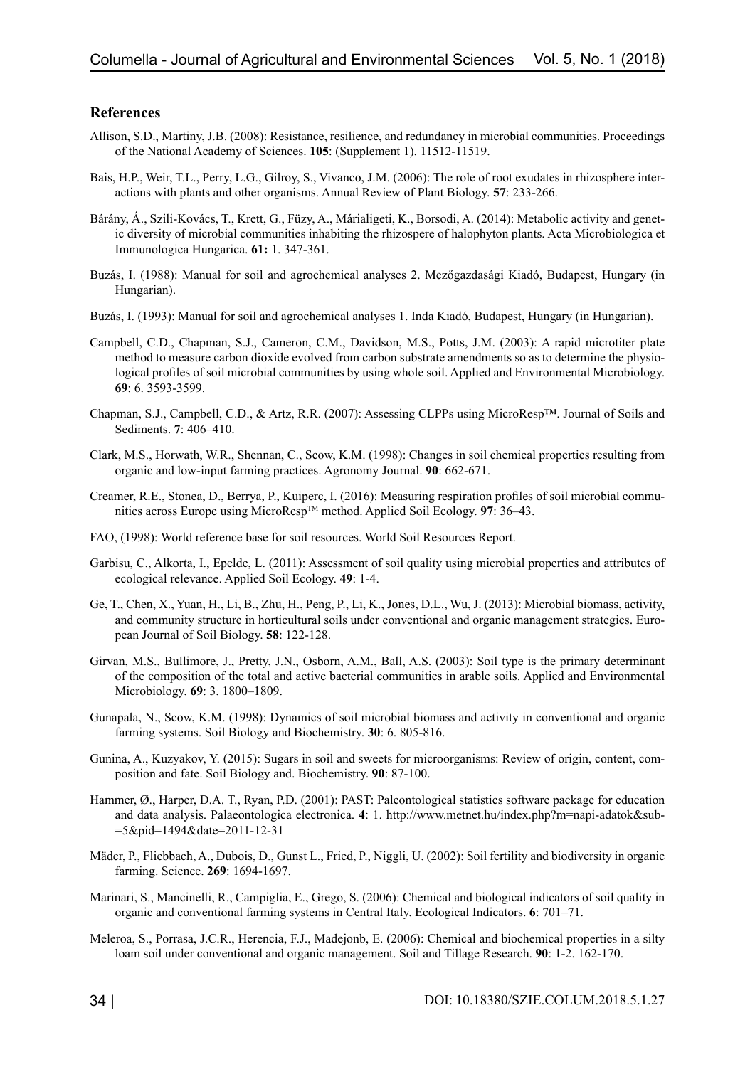## References

Allison, S.D., Martiny, J.B. (2008): Resistance, resilience, and redundancy in microbial communities. Proceedings of the National Academy of Sciences. **105**: (Supplement 1). 11512-11519.

Bais, H.P., Weir, T.L., Perry, L.G., Gilroy, S., Vivanco, J.M. (2006): The role of root exudates in rhizosphere interactions with plants and other organisms. Annual Review of Plant Biology. **57**: 233-266.

Bárány, Á., Szili-Kovács, T., Krett, G., Füzy, A., Márialigeti, K., Borsodi, A. (2014): Metabolic activity and genetic diversity of microbial communities inhabiting the rhizospere of halophyton plants. Acta Microbiologica et Immunologica Hungarica. **61:** 1. 347-361.

Buzás, I. (1988): Manual for soil and agrochemical analyses 2. Mezőgazdasági Kiadó, Budapest, Hungary (in Hungarian).

Buzás, I. (1993): Manual for soil and agrochemical analyses 1. Inda Kiadó, Budapest, Hungary (in Hungarian).

Campbell, C.D., Chapman, S.J., Cameron, C.M., Davidson, M.S., Potts, J.M. (2003): A rapid microtiter plate method to measure carbon dioxide evolved from carbon substrate amendments so as to determine the physiological profiles of soil microbial communities by using whole soil. Applied and Environmental Microbiology. **69**: 6. 3593-3599.

Chapman, S.J., Campbell, C.D., & Artz, R.R. (2007): Assessing CLPPs using MicroResp™. Journal of Soils and Sediments. **7**: 406–410.

Clark, M.S., Horwath, W.R., Shennan, C., Scow, K.M. (1998): Changes in soil chemical properties resulting from organic and low-input farming practices. Agronomy Journal. **90**: 662-671.

Creamer, R.E., Stonea, D., Berrya, P., Kuiperc, I. (2016): Measuring respiration profiles of soil microbial communities across Europe using MicroResp™ method. Applied Soil Ecology. **97**: 36–43.

FAO, (1998): World reference base for soil resources. World Soil Resources Report.

Garbisu, C., Alkorta, I., Epelde, L. (2011): Assessment of soil quality using microbial properties and attributes of ecological relevance. Applied Soil Ecology. **49**: 1-4.

Ge, T., Chen, X., Yuan, H., Li, B., Zhu, H., Peng, P., Li, K., Jones, D.L., Wu, J. (2013): Microbial biomass, activity, and community structure in horticultural soils under conventional and organic management strategies. European Journal of Soil Biology. **58**: 122-128.

Girvan, M.S., Bullimore, J., Pretty, J.N., Osborn, A.M., Ball, A.S. (2003): Soil type is the primary determinant of the composition of the total and active bacterial communities in arable soils. Applied and Environmental Microbiology. **69**: 3. 1800–1809.

Gunapala, N., Scow, K.M. (1998): Dynamics of soil microbial biomass and activity in conventional and organic farming systems. Soil Biology and Biochemistry. **30**: 6. 805-816.

Gunina, A., Kuzyakov, Y. (2015): Sugars in soil and sweets for microorganisms: Review of origin, content, composition and fate. Soil Biology and. Biochemistry. **90**: 87-100.

Hammer, Ø., Harper, D.A. T., Ryan, P.D. (2001): PAST: Paleontological statistics software package for education and data analysis. Palaeontologica electronica. **4**: 1. http://www.metnet.hu/index.php?m=napi-adatok&sub=5&pid=1494&date=2011-12-31

Mäder, P., Fliebbach, A., Dubois, D., Gunst L., Fried, P., Niggli, U. (2002): Soil fertility and biodiversity in organic farming. Science. **269**: 1694-1697.

Marinari, S., Mancinelli, R., Campiglia, E., Grego, S. (2006): Chemical and biological indicators of soil quality in organic and conventional farming systems in Central Italy. Ecological Indicators. **6**: 701–71.

Meleroa, S., Porrasa, J.C.R., Herencia, F.J., Madejonb, E. (2006): Chemical and biochemical properties in a silty loam soil under conventional and organic management. Soil and Tillage Research. **90**: 1-2. 162-170.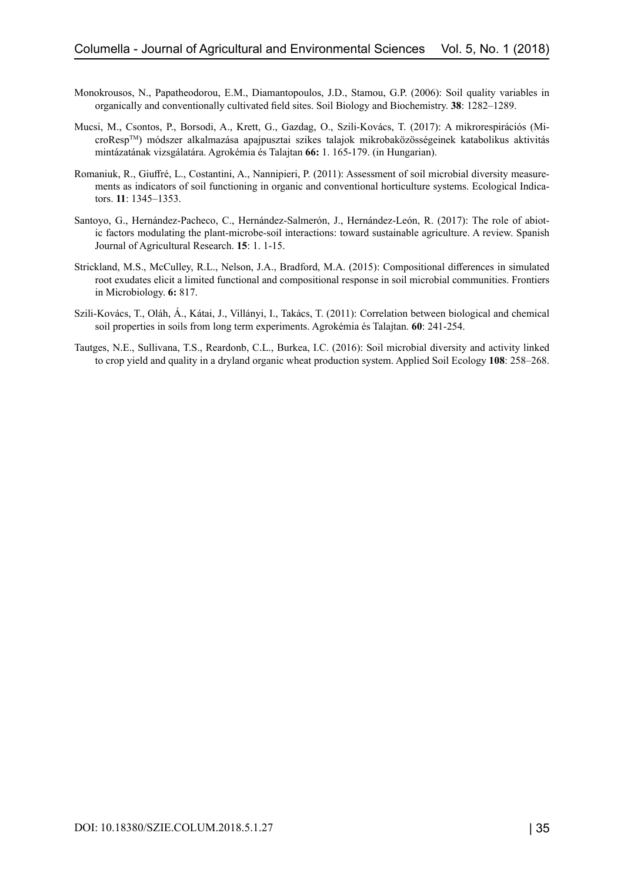Monokrousos, N., Papatheodorou, E.M., Diamantopoulos, J.D., Stamou, G.P. (2006): Soil quality variables in organically and conventionally cultivated field sites. Soil Biology and Biochemistry. **38**: 1282–1289.

Mucsi, M., Csontos, P., Borsodi, A., Krett, G., Gazdag, O., Szili-Kovács, T. (2017): A mikrorespirációs (MicroResp™) módszer alkalmazása apajpusztai szikes talajok mikrobaközösségeinek katabolikus aktivitás mintázatának vizsgálatára. Agrokémia és Talajtan **66:** 1. 165-179. (in Hungarian).

Romaniuk, R., Giuffré, L., Costantini, A., Nannipieri, P. (2011): Assessment of soil microbial diversity measurements as indicators of soil functioning in organic and conventional horticulture systems. Ecological Indicators. **11**: 1345–1353.

Santoyo, G., Hernández-Pacheco, C., Hernández-Salmerón, J., Hernández-León, R. (2017): The role of abiotic factors modulating the plant-microbe-soil interactions: toward sustainable agriculture. A review. Spanish Journal of Agricultural Research. **15**: 1. 1-15.

Strickland, M.S., McCulley, R.L., Nelson, J.A., Bradford, M.A. (2015): Compositional differences in simulated root exudates elicit a limited functional and compositional response in soil microbial communities. Frontiers in Microbiology. **6:** 817.

Szili-Kovács, T., Oláh, Á., Kátai, J., Villányi, I., Takács, T. (2011): Correlation between biological and chemical soil properties in soils from long term experiments. Agrokémia és Talajtan. **60**: 241-254.

Tautges, N.E., Sullivana, T.S., Reardonb, C.L., Burkea, I.C. (2016): Soil microbial diversity and activity linked to crop yield and quality in a dryland organic wheat production system. Applied Soil Ecology **108**: 258–268.